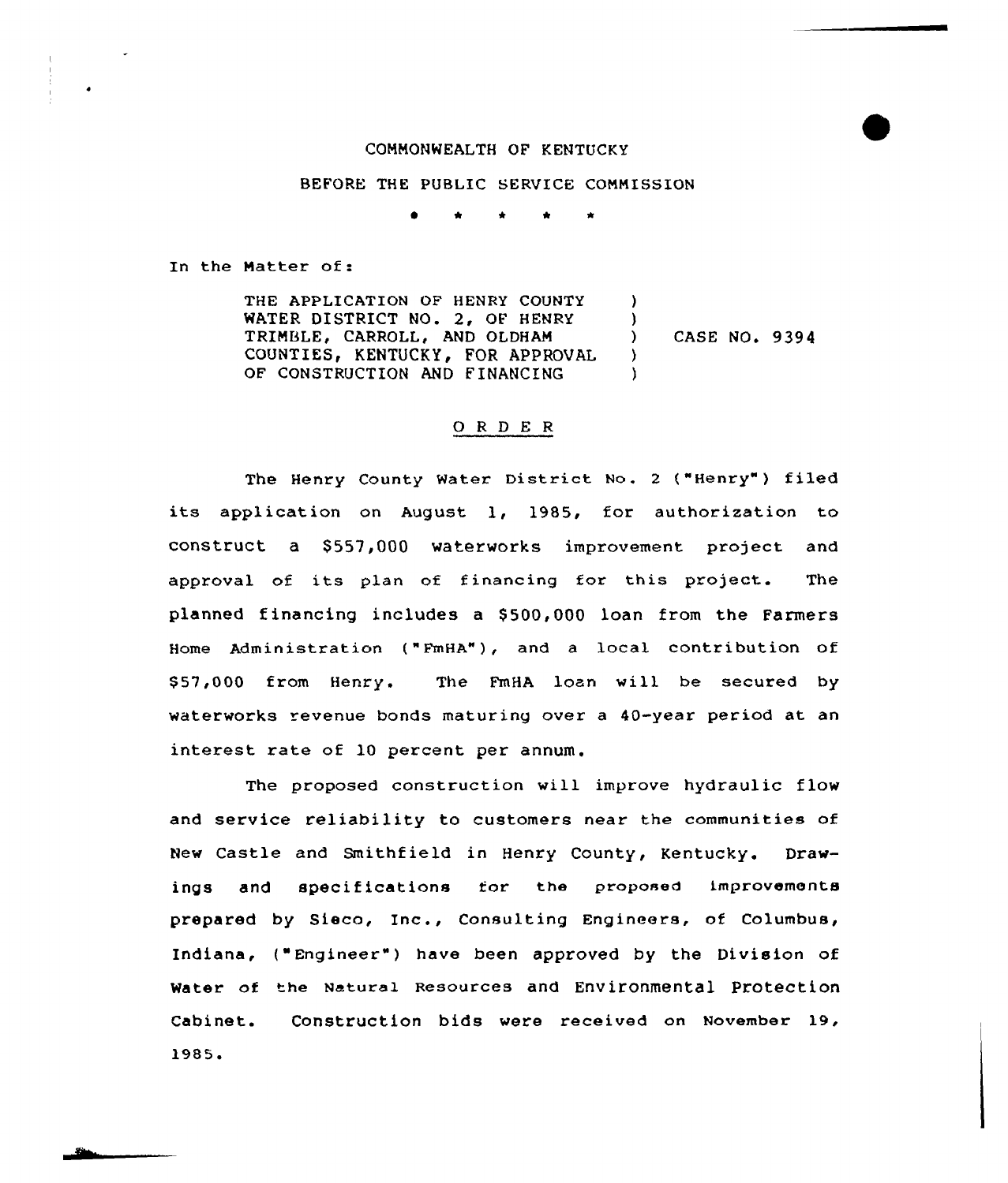COMMONWEALTH OF KENTUCKY

BEFORE THE PUBLIC SERVICE COMMISSION

\* \* \* \* \*

In the Matter of:

| | | |
|---|---|---|
| THE APPLICATION OF HENRY COUNTY WATER DISTRICT NO. 2, OF HENRY TRIMBLE, CARROLL, AND OLDHAM COUNTIES, KENTUCKY, FOR APPROVAL OF CONSTRUCTION AND FINANCING | ) | CASE NO. 9394 |

## O R D E R

The Henry County Water District No. 2 ("Henry") filed its application on August 1, 1985, for authorization to construct a $557,000 waterworks improvement project and approval of its plan of financing for this project. The planned financing includes a $500,000 loan from the Farmers Home Administration ("FmHA"), and a local contribution of $57,000 from Henry. The FmHA loan will be secured by waterworks revenue bonds maturing over a 40-year period at an interest rate of 10 percent per annum.

The proposed construction will improve hydraulic flow and service reliability to customers near the communities of New Castle and Smithfield in Henry County, Kentucky. Drawings and specifications for the proposed improvements prepared by Sieco, Inc., Consulting Engineers, of Columbus, Indiana, ("Engineer") have been approved by the Division of Water of the Natural Resources and Environmental Protection Cabinet. Construction bids were received on November 19, 1985.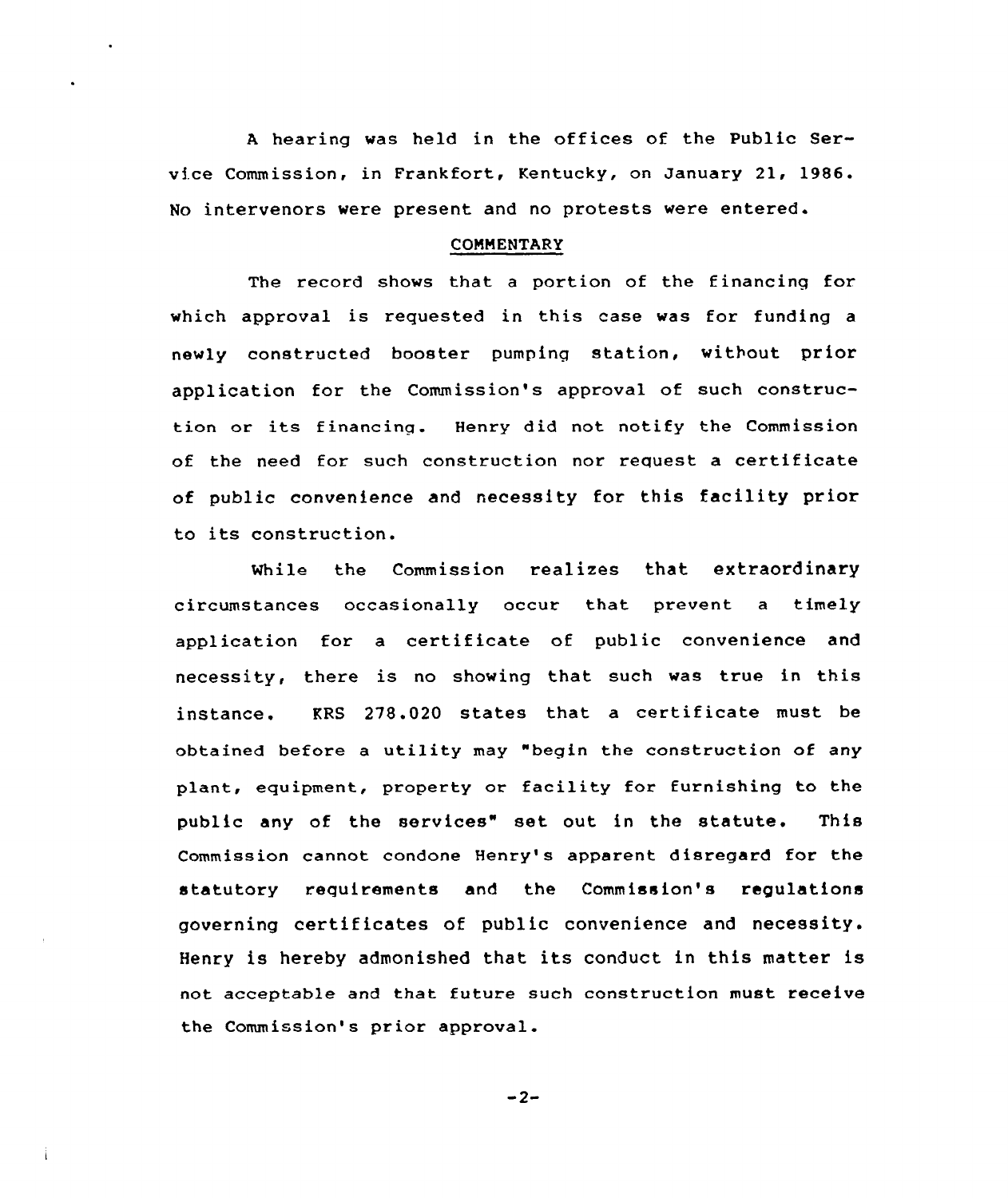A hearing was held in the offices of the Public Service Commission, in Frankfort, Kentucky, on January 21, 1986. No intervenors were present and no protests were entered.

## COMMENTARY

The record shows that a portion of the financing for which approval is requested in this case was for funding a newly constructed booster pumping station, without prior application for the Commission's approval of such construction or its financing. Henry did not notify the Commission of the need for such construction nor request a certificate of public convenience and necessity for this facility prior to its construction.

While the Commission realizes that extraordinary circumstances occasionally occur that prevent a timely application for a certificate of public convenience and necessity, there is no showing that such was true in this instance. KRS 278.020 states that a certificate must be obtained before a utility may "begin the construction of any plant, equipment, property or facility for furnishing to the public any of the services" set out in the statute. This Commission cannot condone Henry's apparent disregard for the statutory requirements and the Commission's regulations governing certificates of public convenience and necessity. Henry is hereby admonished that its conduct in this matter is not acceptable and that future such construction must receive the Commission's prior approval.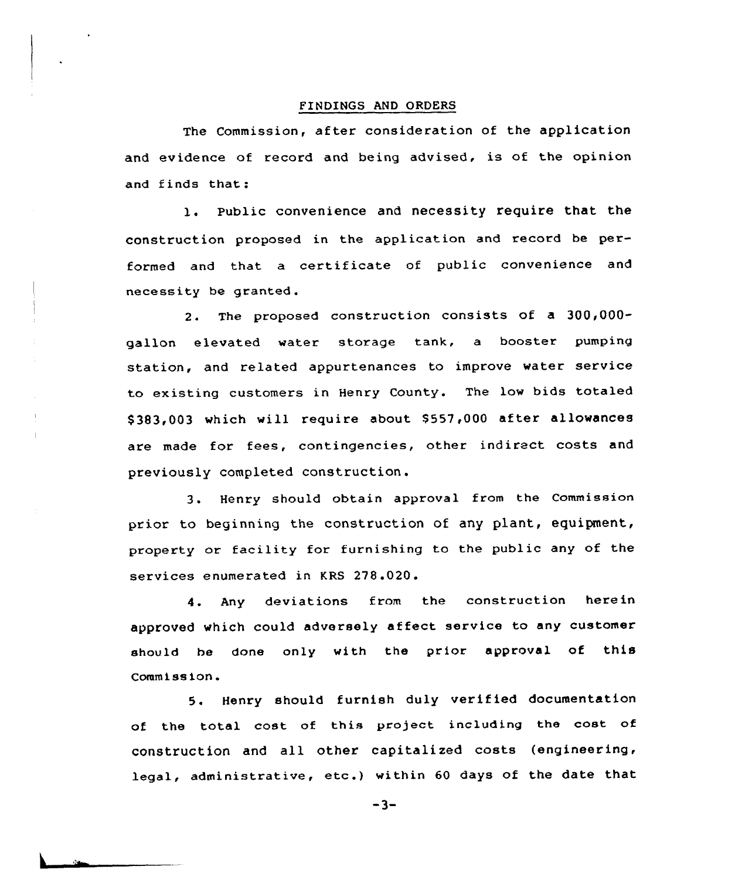## FINDINGS AND ORDERS

The Commission, after consideration of the application and evidence of record and being advised, is of the opinion and finds that:

1. Public convenience and necessity require that the construction proposed in the application and record be performed and that a certificate of public convenience and necessity be granted.

2. The proposed construction consists of a 300,000-gallon elevated water storage tank, a booster pumping station, and related appurtenances to improve water service to existing customers in Henry County. The low bids totaled $383,003 which will require about $557,000 after allowances are made for fees, contingencies, other indirect costs and previously completed construction.

3. Henry should obtain approval from the Commission prior to beginning the construction of any plant, equipment, property or facility for furnishing to the public any of the services enumerated in KRS 278.020.

4. Any deviations from the construction herein approved which could adversely affect service to any customer should be done only with the prior approval of this Commission.

5. Henry should furnish duly verified documentation of the total cost of this project including the cost of construction and all other capitalized costs (engineering, legal, administrative, etc.) within 60 days of the date that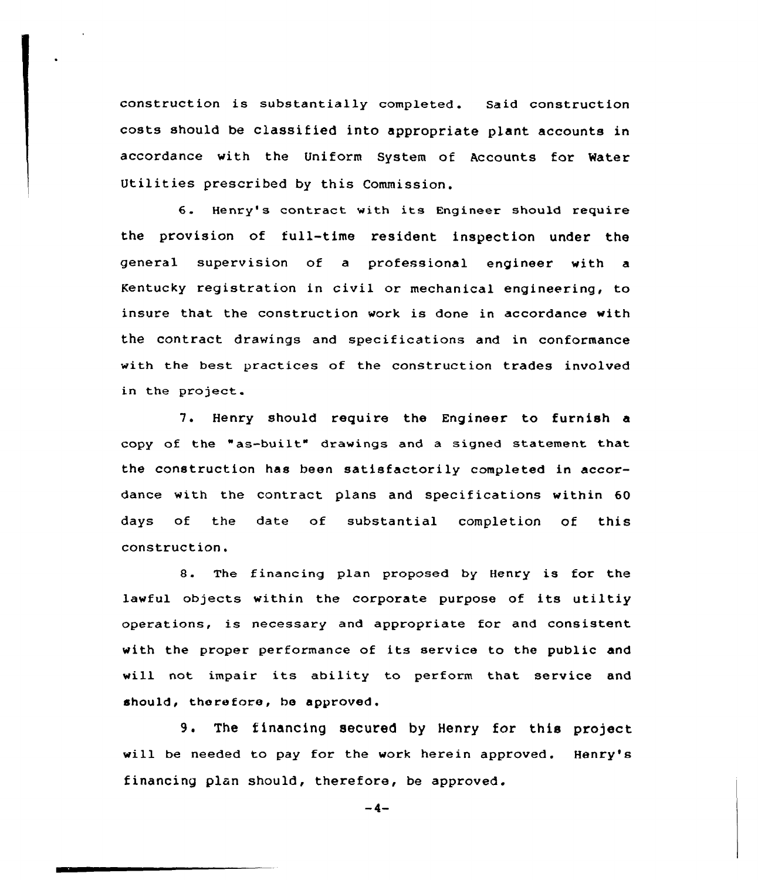construction is substantially completed. Said construction costs should be classified into appropriate plant accounts in accordance with the Uniform System of Accounts for Water Utilities prescribed by this Commission.

6. Henry's contract with its Engineer should require the provision of full-time resident inspection under the general supervision of a professional engineer with a Kentucky registration in civil or mechanical engineering, to insure that the construction work is done in accordance with the contract drawings and specifications and in conformance with the best practices of the construction trades involved in the project.

7. Henry should require the Engineer to furnish a copy of the "as-built" drawings and a signed statement that the construction has been satisfactorily completed in accordance with the contract plans and specifications within 60 days of the date of substantial completion of this construction.

8. The financing plan proposed by Henry is for the lawful objects within the corporate purpose of its utiltiy operations, is necessary and appropriate for and consistent with the proper performance of its service to the public and will not impair its ability to perform that service and should, therefore, be approved.

9. The financing secured by Henry for this project will be needed to pay for the work herein approved. Henry's financing plan should, therefore, be approved.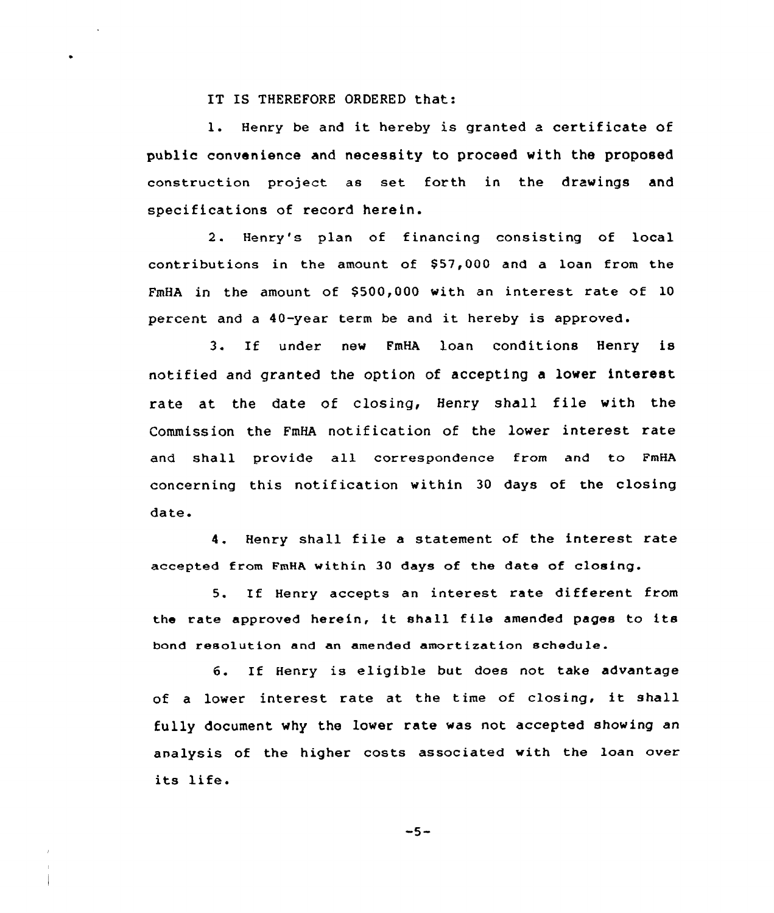IT IS THEREFORE ORDERED that:

1. Henry be and it hereby is granted a certificate of public convenience and necessity to proceed with the proposed construction project as set forth in the drawings and specifications of record herein.

2. Henry's plan of financing consisting of local contributions in the amount of $57,000 and a loan from the FmHA in the amount of $500,000 with an interest rate of 10 percent and a 40-year term be and it hereby is approved.

3. If under new FmHA loan conditions Henry is notified and granted the option of accepting a lower interest rate at the date of closing, Henry shall file with the Commission the FmHA notification of the lower interest rate and shall provide all correspondence from and to FmHA concerning this notification within 30 days of the closing date.

4. Henry shall file a statement of the interest rate accepted from FmHA within 30 days of the date of closing.

5. If Henry accepts an interest rate different from the rate approved herein, it shall file amended pages to its bond resolution and an amended amortization schedule.

6. If Henry is eligible but does not take advantage of a lower interest rate at the time of closing, it shall fully document why the lower rate was not accepted showing an analysis of the higher costs associated with the loan over its life.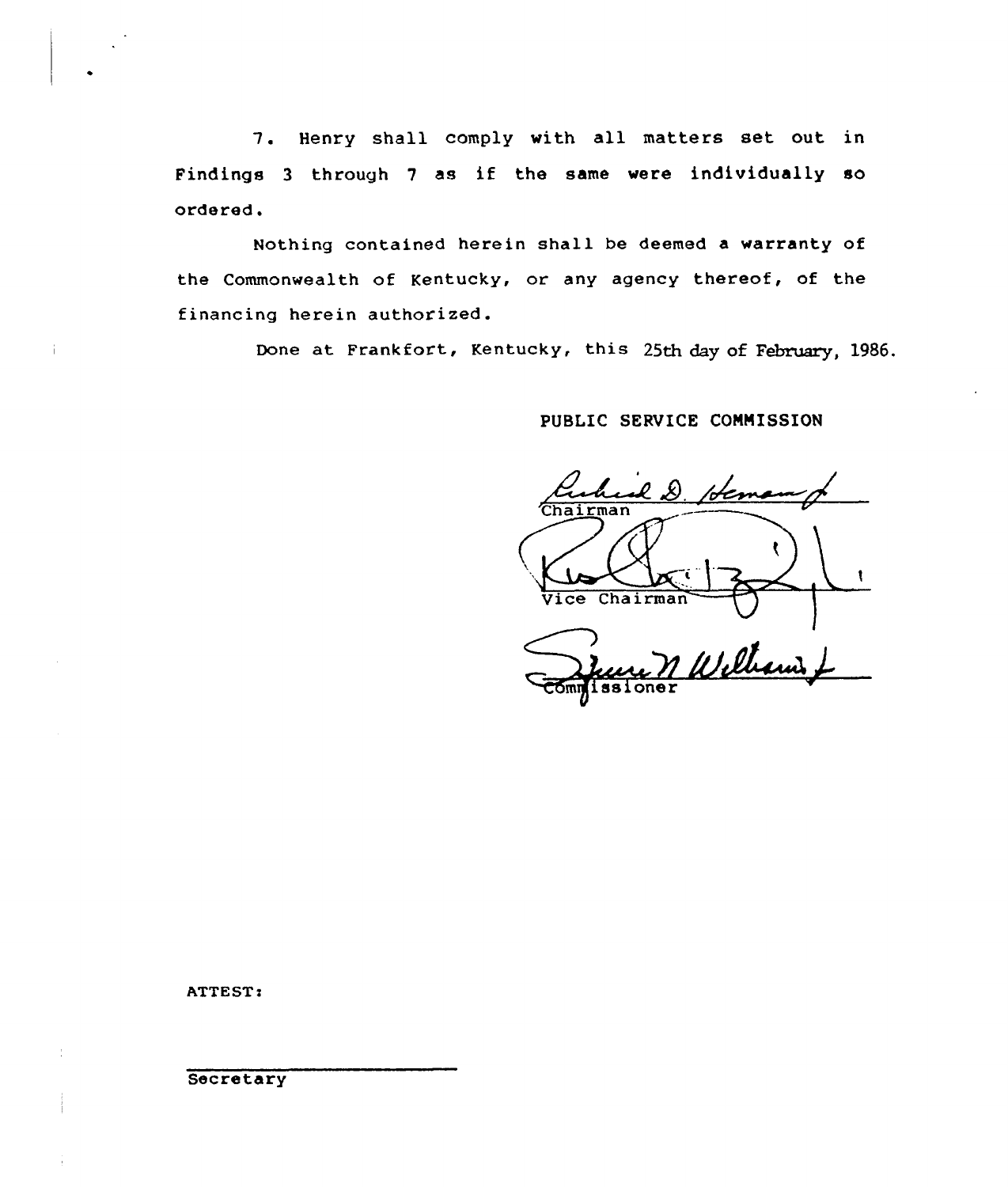7. Henry shall comply with all matters set out in Findings 3 through 7 as if the same were individually so ordered.

Nothing contained herein shall be deemed a warranty of the Commonwealth of Kentucky, or any agency thereof, of the financing herein authorized.

Done at Frankfort, Kentucky, this 25th day of February, 1986.

PUBLIC SERVICE COMMISSION

Chairman

Vice Chairman

Commissioner

ATTEST:

Secretary